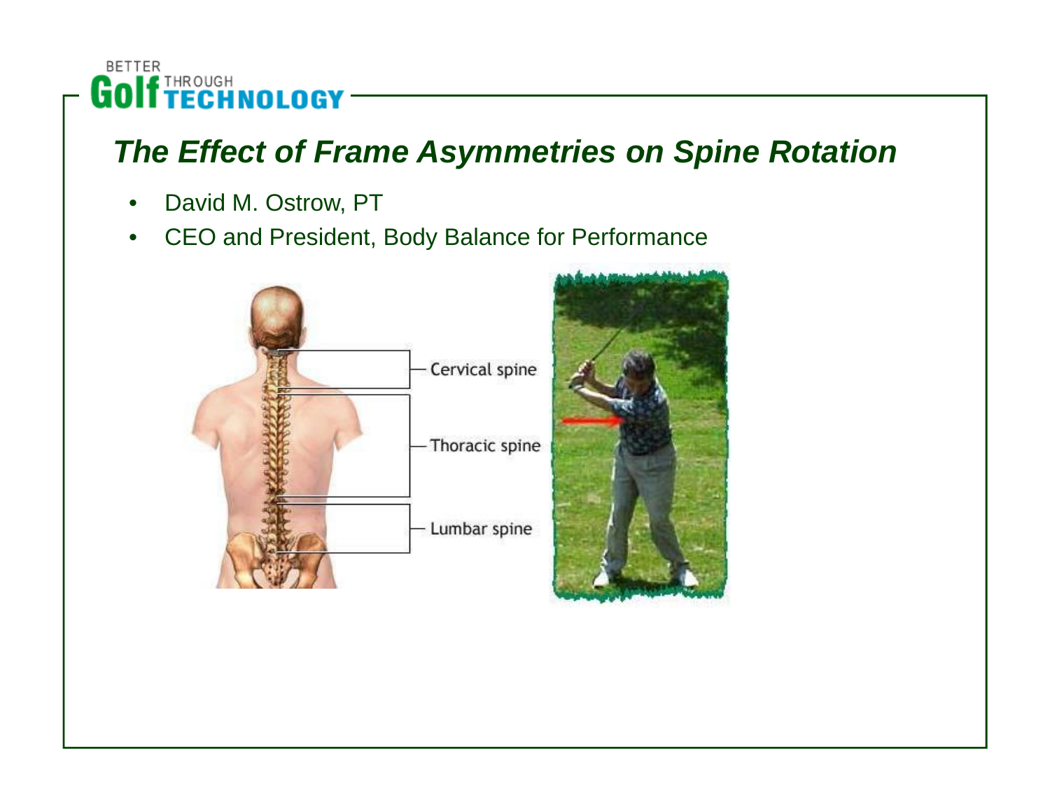# The Effect of Frame Asymmetries on Spine Rotation

- David M. Ostrow, PT
- CEO and President, Body Balance for Performance

Cervical spine

Thoracic spine

Lumbar spine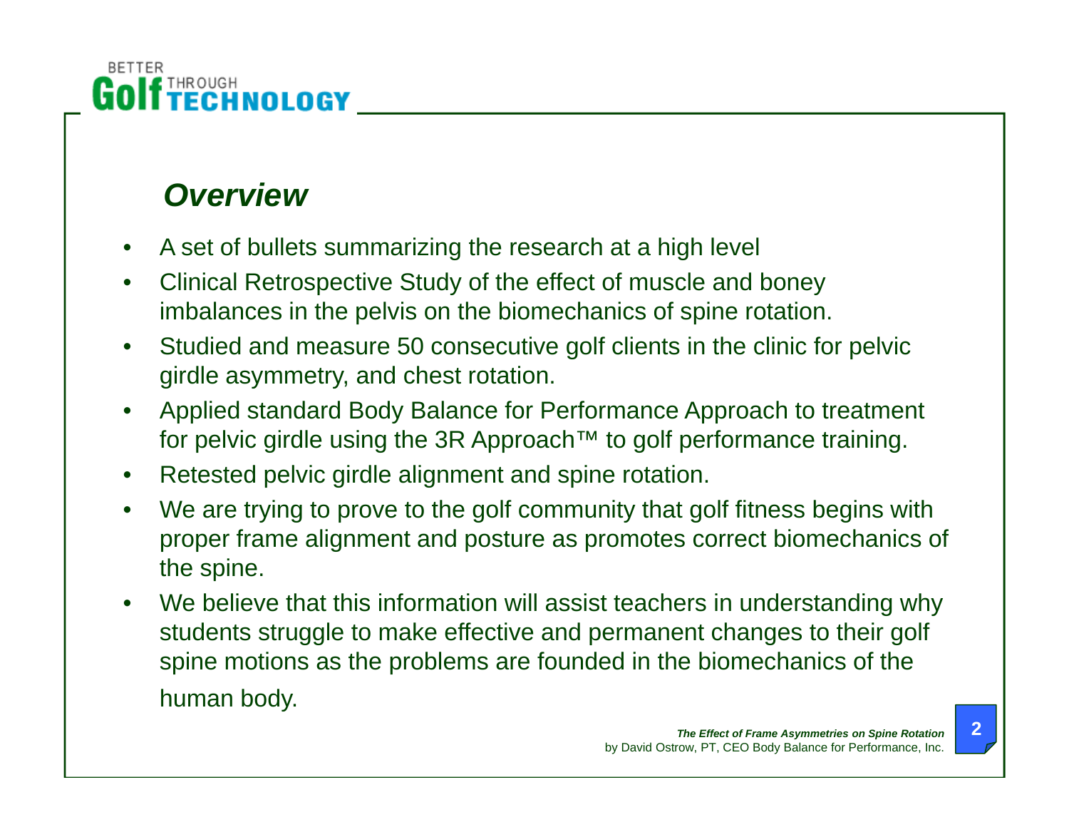## *Overview*

- A set of bullets summarizing the research at a high level
- Clinical Retrospective Study of the effect of muscle and boney imbalances in the pelvis on the biomechanics of spine rotation.
- Studied and measure 50 consecutive golf clients in the clinic for pelvic girdle asymmetry, and chest rotation.
- Applied standard Body Balance for Performance Approach to treatment for pelvic girdle using the 3R Approach™ to golf performance training.
- Retested pelvic girdle alignment and spine rotation.
- We are trying to prove to the golf community that golf fitness begins with proper frame alignment and posture as promotes correct biomechanics of the spine.
- We believe that this information will assist teachers in understanding why students struggle to make effective and permanent changes to their golf spine motions as the problems are founded in the biomechanics of the human body.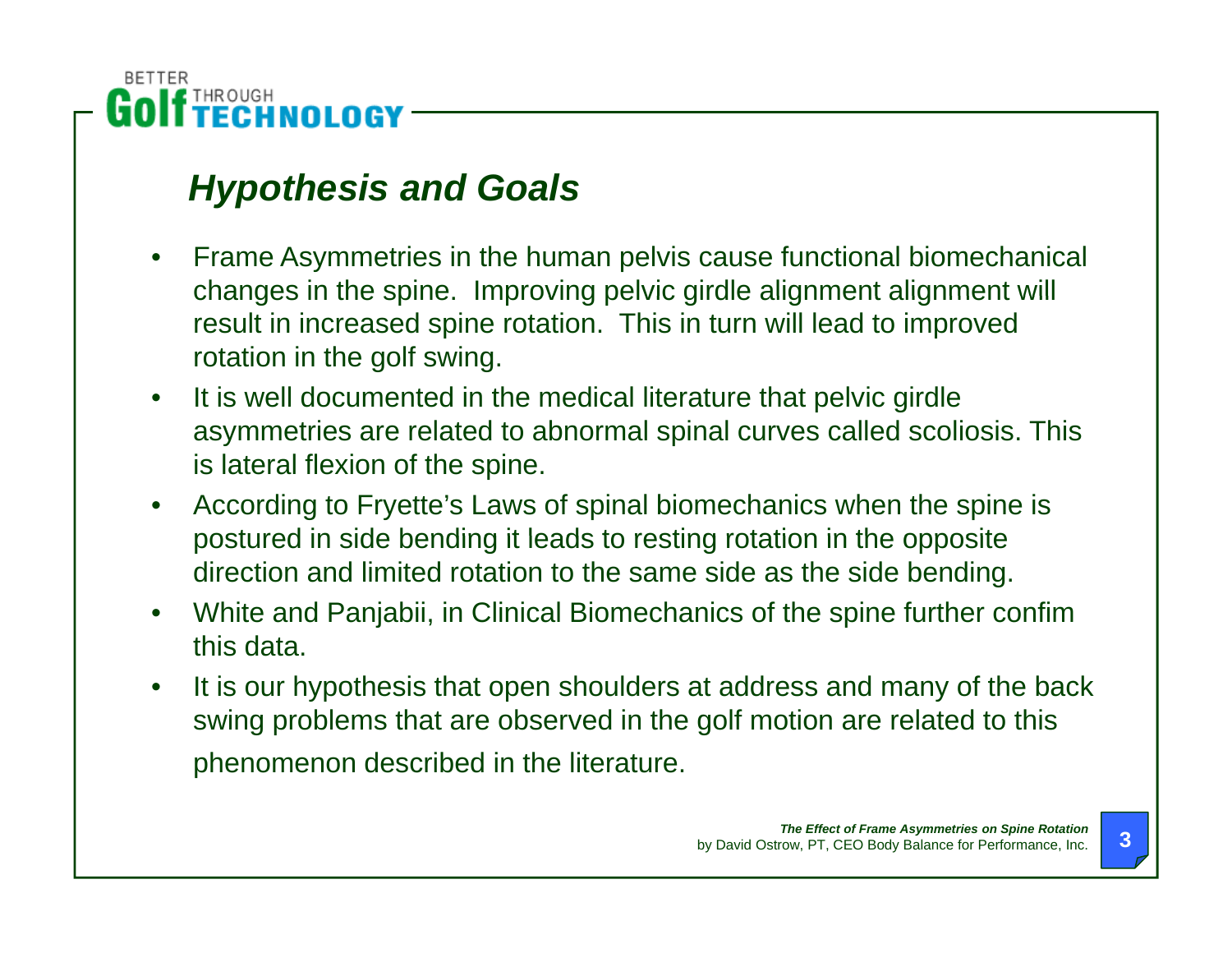## Hypothesis and Goals

- Frame Asymmetries in the human pelvis cause functional biomechanical changes in the spine. Improving pelvic girdle alignment alignment will result in increased spine rotation. This in turn will lead to improved rotation in the golf swing.
- It is well documented in the medical literature that pelvic girdle asymmetries are related to abnormal spinal curves called scoliosis. This is lateral flexion of the spine.
- According to Fryette's Laws of spinal biomechanics when the spine is postured in side bending it leads to resting rotation in the opposite direction and limited rotation to the same side as the side bending.
- White and Panjabii, in Clinical Biomechanics of the spine further confim this data.
- It is our hypothesis that open shoulders at address and many of the back swing problems that are observed in the golf motion are related to this phenomenon described in the literature.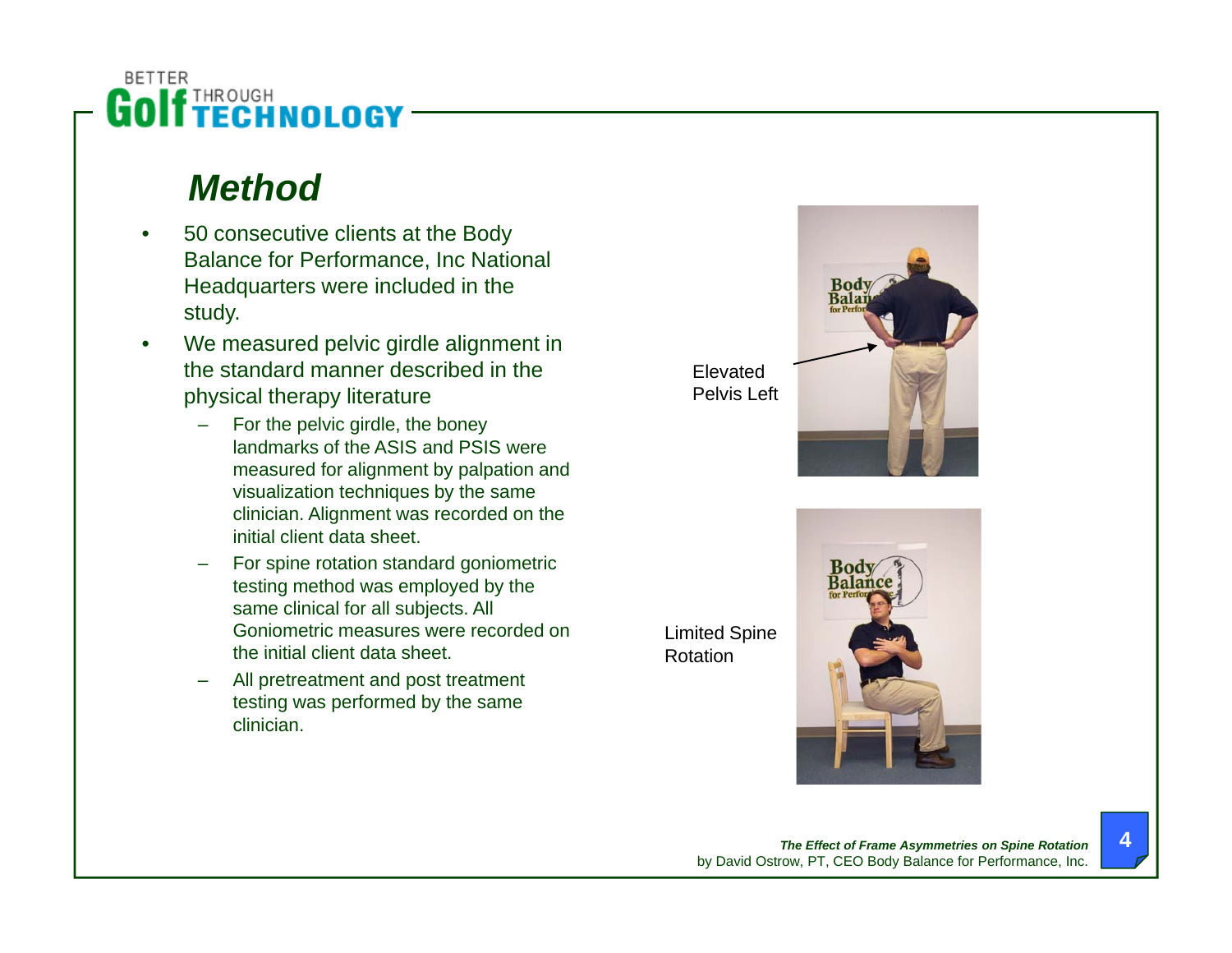# Method

- 50 consecutive clients at the Body Balance for Performance, Inc National Headquarters were included in the study.
- We measured pelvic girdle alignment in the standard manner described in the physical therapy literature
  - For the pelvic girdle, the boney landmarks of the ASIS and PSIS were measured for alignment by palpation and visualization techniques by the same clinician. Alignment was recorded on the initial client data sheet.
  - For spine rotation standard goniometric testing method was employed by the same clinical for all subjects. All Goniometric measures were recorded on the initial client data sheet.
  - All pretreatment and post treatment testing was performed by the same clinician.

Elevated Pelvis Left

Limited Spine Rotation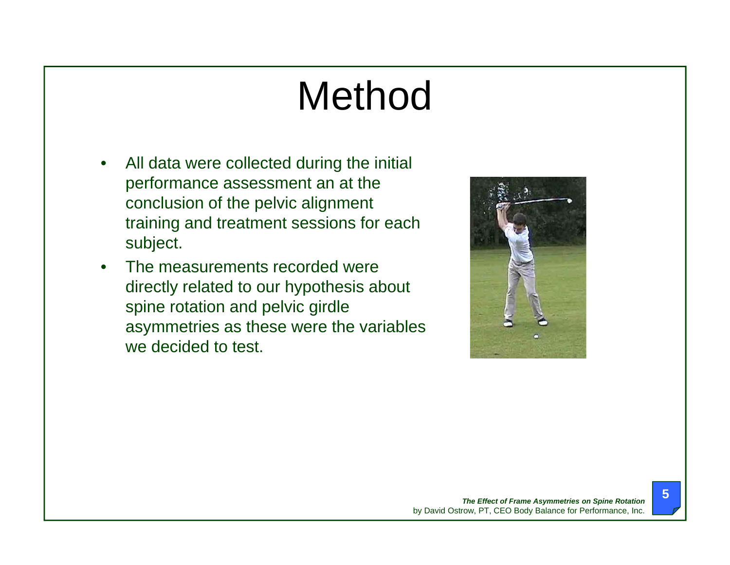# Method

- All data were collected during the initial performance assessment an at the conclusion of the pelvic alignment training and treatment sessions for each subject.
- The measurements recorded were directly related to our hypothesis about spine rotation and pelvic girdle asymmetries as these were the variables we decided to test.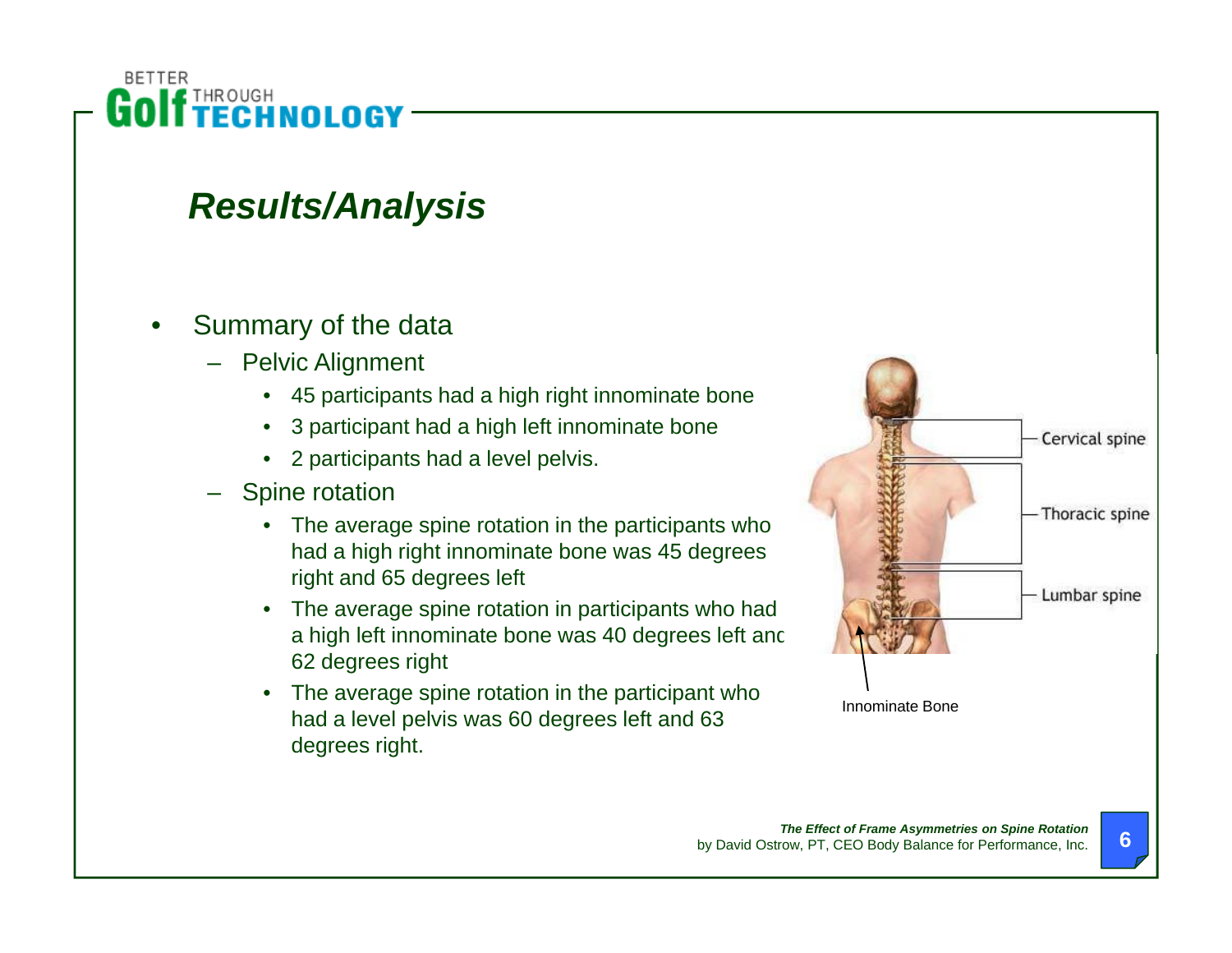## Results/Analysis

- Summary of the data
  - Pelvic Alignment
    - 45 participants had a high right innominate bone
    - 3 participant had a high left innominate bone
    - 2 participants had a level pelvis.
  - Spine rotation
    - The average spine rotation in the participants who had a high right innominate bone was 45 degrees right and 65 degrees left
    - The average spine rotation in participants who had a high left innominate bone was 40 degrees left and 62 degrees right
    - The average spine rotation in the participant who had a level pelvis was 60 degrees left and 63 degrees right.

Cervical spine

Thoracic spine

Lumbar spine

Innominate Bone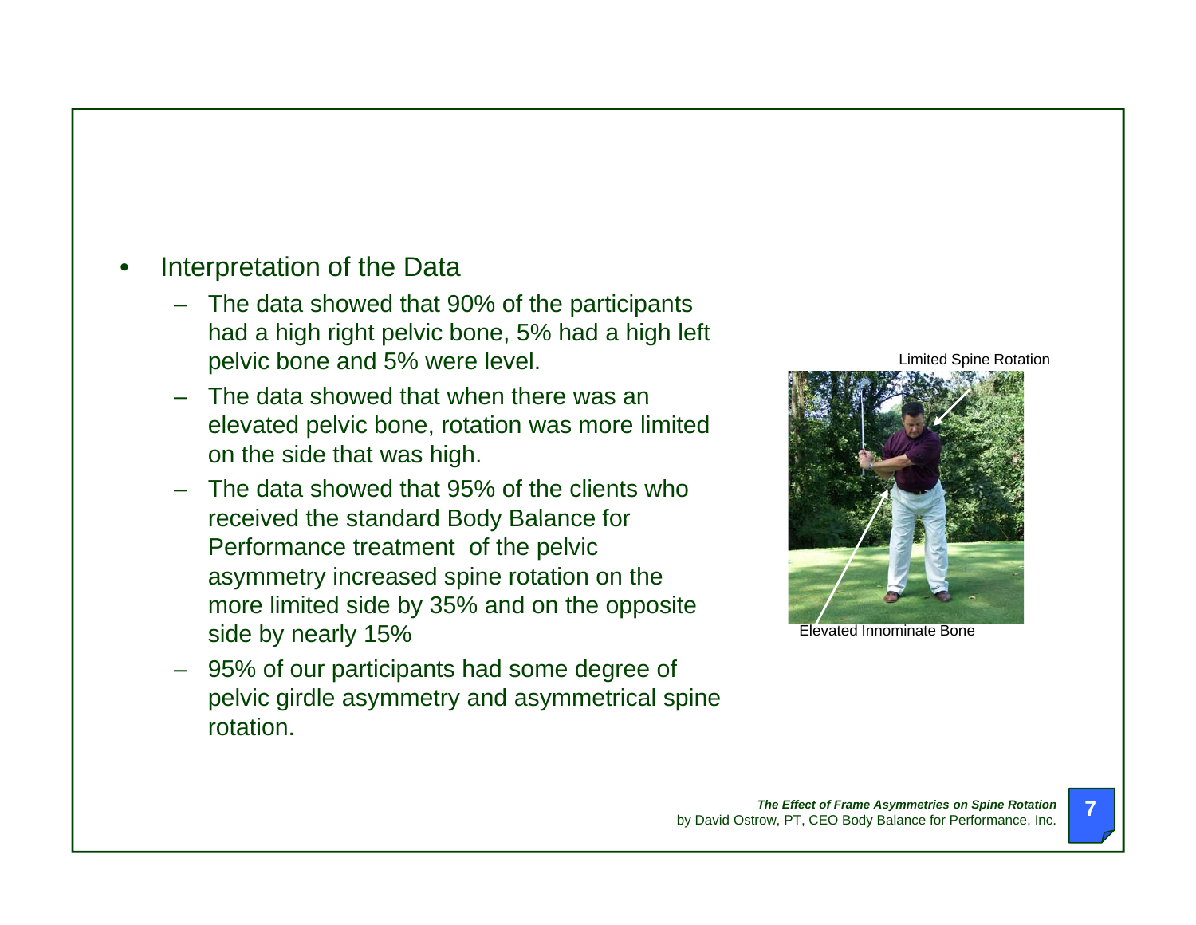- Interpretation of the Data
  - The data showed that 90% of the participants had a high right pelvic bone, 5% had a high left pelvic bone and 5% were level.
  - The data showed that when there was an elevated pelvic bone, rotation was more limited on the side that was high.
  - The data showed that 95% of the clients who received the standard Body Balance for Performance treatment of the pelvic asymmetry increased spine rotation on the more limited side by 35% and on the opposite side by nearly 15%
  - 95% of our participants had some degree of pelvic girdle asymmetry and asymmetrical spine rotation.

Limited Spine Rotation

Elevated Innominate Bone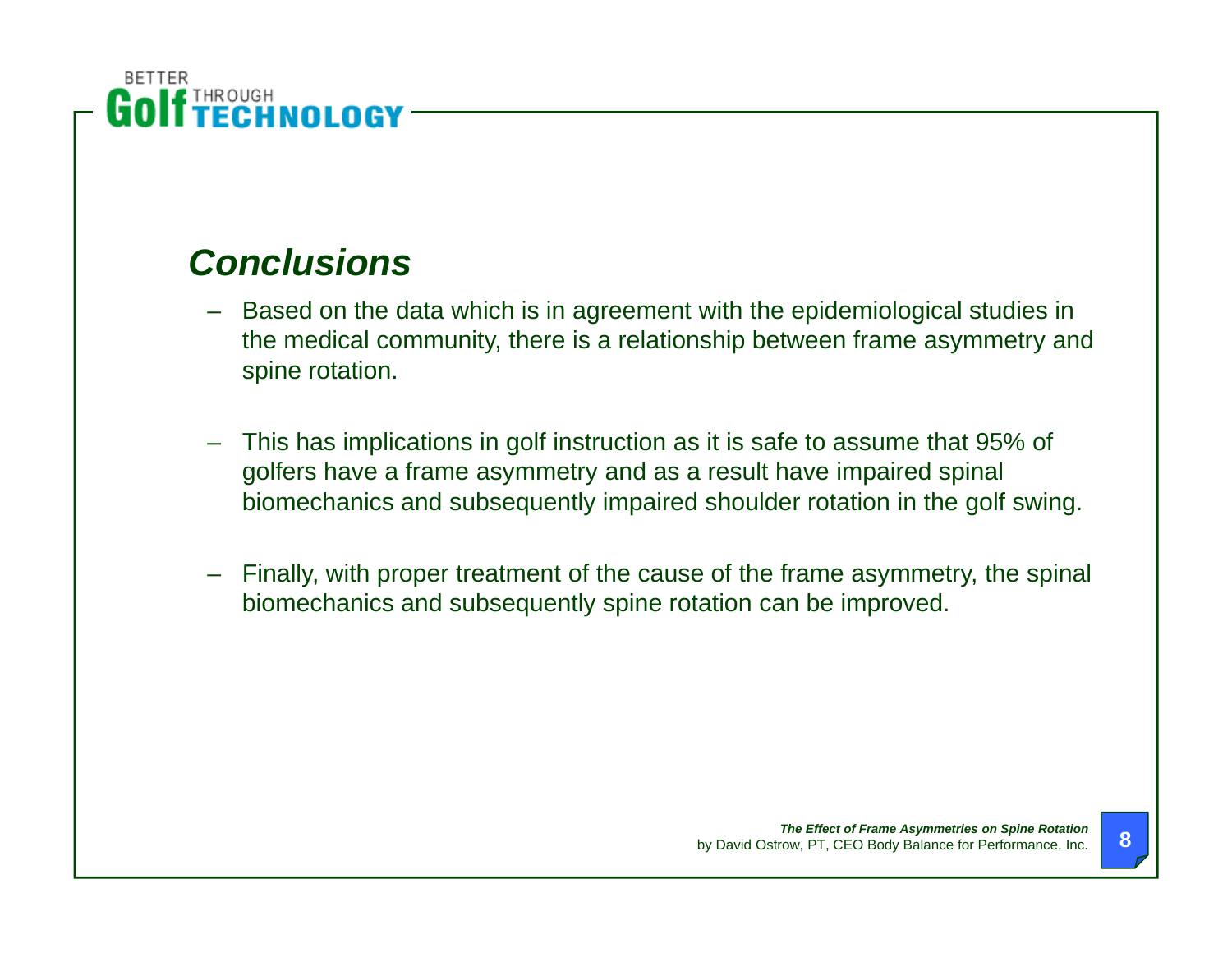## Conclusions

- Based on the data which is in agreement with the epidemiological studies in the medical community, there is a relationship between frame asymmetry and spine rotation.

- This has implications in golf instruction as it is safe to assume that 95% of golfers have a frame asymmetry and as a result have impaired spinal biomechanics and subsequently impaired shoulder rotation in the golf swing.

- Finally, with proper treatment of the cause of the frame asymmetry, the spinal biomechanics and subsequently spine rotation can be improved.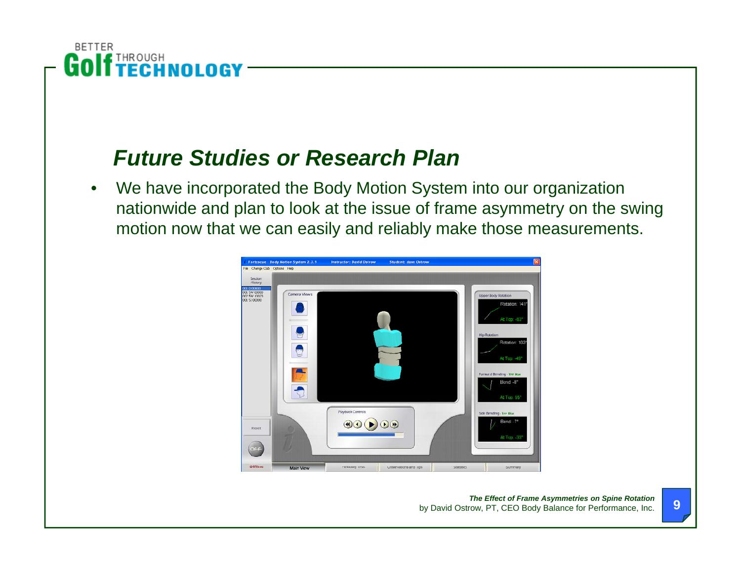## Future Studies or Research Plan

- We have incorporated the Body Motion System into our organization nationwide and plan to look at the issue of frame asymmetry on the swing motion now that we can easily and reliably make those measurements.